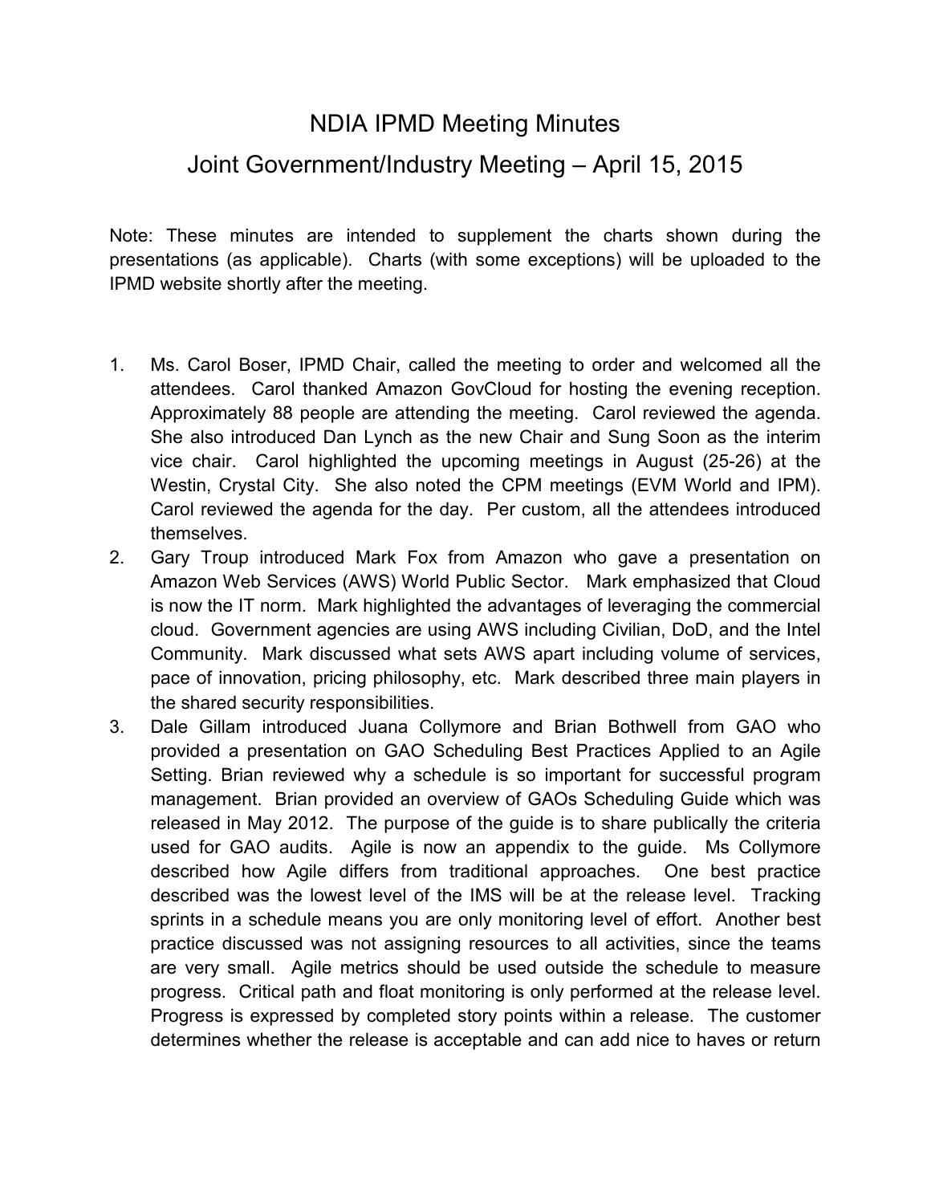# NDIA IPMD Meeting Minutes

## Joint Government/Industry Meeting – April 15, 2015

Note: These minutes are intended to supplement the charts shown during the presentations (as applicable). Charts (with some exceptions) will be uploaded to the IPMD website shortly after the meeting.

1. Ms. Carol Boser, IPMD Chair, called the meeting to order and welcomed all the attendees. Carol thanked Amazon GovCloud for hosting the evening reception. Approximately 88 people are attending the meeting. Carol reviewed the agenda. She also introduced Dan Lynch as the new Chair and Sung Soon as the interim vice chair. Carol highlighted the upcoming meetings in August (25-26) at the Westin, Crystal City. She also noted the CPM meetings (EVM World and IPM). Carol reviewed the agenda for the day. Per custom, all the attendees introduced themselves.
2. Gary Troup introduced Mark Fox from Amazon who gave a presentation on Amazon Web Services (AWS) World Public Sector. Mark emphasized that Cloud is now the IT norm. Mark highlighted the advantages of leveraging the commercial cloud. Government agencies are using AWS including Civilian, DoD, and the Intel Community. Mark discussed what sets AWS apart including volume of services, pace of innovation, pricing philosophy, etc. Mark described three main players in the shared security responsibilities.
3. Dale Gillam introduced Juana Collymore and Brian Bothwell from GAO who provided a presentation on GAO Scheduling Best Practices Applied to an Agile Setting. Brian reviewed why a schedule is so important for successful program management. Brian provided an overview of GAOs Scheduling Guide which was released in May 2012. The purpose of the guide is to share publically the criteria used for GAO audits. Agile is now an appendix to the guide. Ms Collymore described how Agile differs from traditional approaches. One best practice described was the lowest level of the IMS will be at the release level. Tracking sprints in a schedule means you are only monitoring level of effort. Another best practice discussed was not assigning resources to all activities, since the teams are very small. Agile metrics should be used outside the schedule to measure progress. Critical path and float monitoring is only performed at the release level. Progress is expressed by completed story points within a release. The customer determines whether the release is acceptable and can add nice to haves or return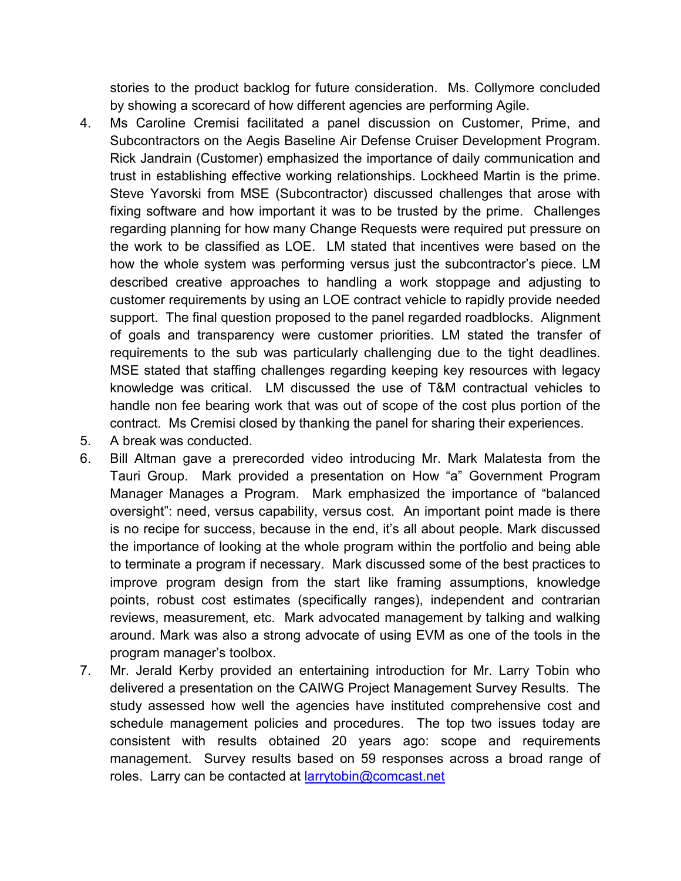stories to the product backlog for future consideration. Ms. Collymore concluded by showing a scorecard of how different agencies are performing Agile.

4. Ms Caroline Cremisi facilitated a panel discussion on Customer, Prime, and Subcontractors on the Aegis Baseline Air Defense Cruiser Development Program. Rick Jandrain (Customer) emphasized the importance of daily communication and trust in establishing effective working relationships. Lockheed Martin is the prime. Steve Yavorski from MSE (Subcontractor) discussed challenges that arose with fixing software and how important it was to be trusted by the prime. Challenges regarding planning for how many Change Requests were required put pressure on the work to be classified as LOE. LM stated that incentives were based on the how the whole system was performing versus just the subcontractor's piece. LM described creative approaches to handling a work stoppage and adjusting to customer requirements by using an LOE contract vehicle to rapidly provide needed support. The final question proposed to the panel regarded roadblocks. Alignment of goals and transparency were customer priorities. LM stated the transfer of requirements to the sub was particularly challenging due to the tight deadlines. MSE stated that staffing challenges regarding keeping key resources with legacy knowledge was critical. LM discussed the use of T&M contractual vehicles to handle non fee bearing work that was out of scope of the cost plus portion of the contract. Ms Cremisi closed by thanking the panel for sharing their experiences.
5. A break was conducted.
6. Bill Altman gave a prerecorded video introducing Mr. Mark Malatesta from the Tauri Group. Mark provided a presentation on How "a" Government Program Manager Manages a Program. Mark emphasized the importance of "balanced oversight": need, versus capability, versus cost. An important point made is there is no recipe for success, because in the end, it's all about people. Mark discussed the importance of looking at the whole program within the portfolio and being able to terminate a program if necessary. Mark discussed some of the best practices to improve program design from the start like framing assumptions, knowledge points, robust cost estimates (specifically ranges), independent and contrarian reviews, measurement, etc. Mark advocated management by talking and walking around. Mark was also a strong advocate of using EVM as one of the tools in the program manager's toolbox.
7. Mr. Jerald Kerby provided an entertaining introduction for Mr. Larry Tobin who delivered a presentation on the CAIWG Project Management Survey Results. The study assessed how well the agencies have instituted comprehensive cost and schedule management policies and procedures. The top two issues today are consistent with results obtained 20 years ago: scope and requirements management. Survey results based on 59 responses across a broad range of roles. Larry can be contacted at larrytobin@comcast.net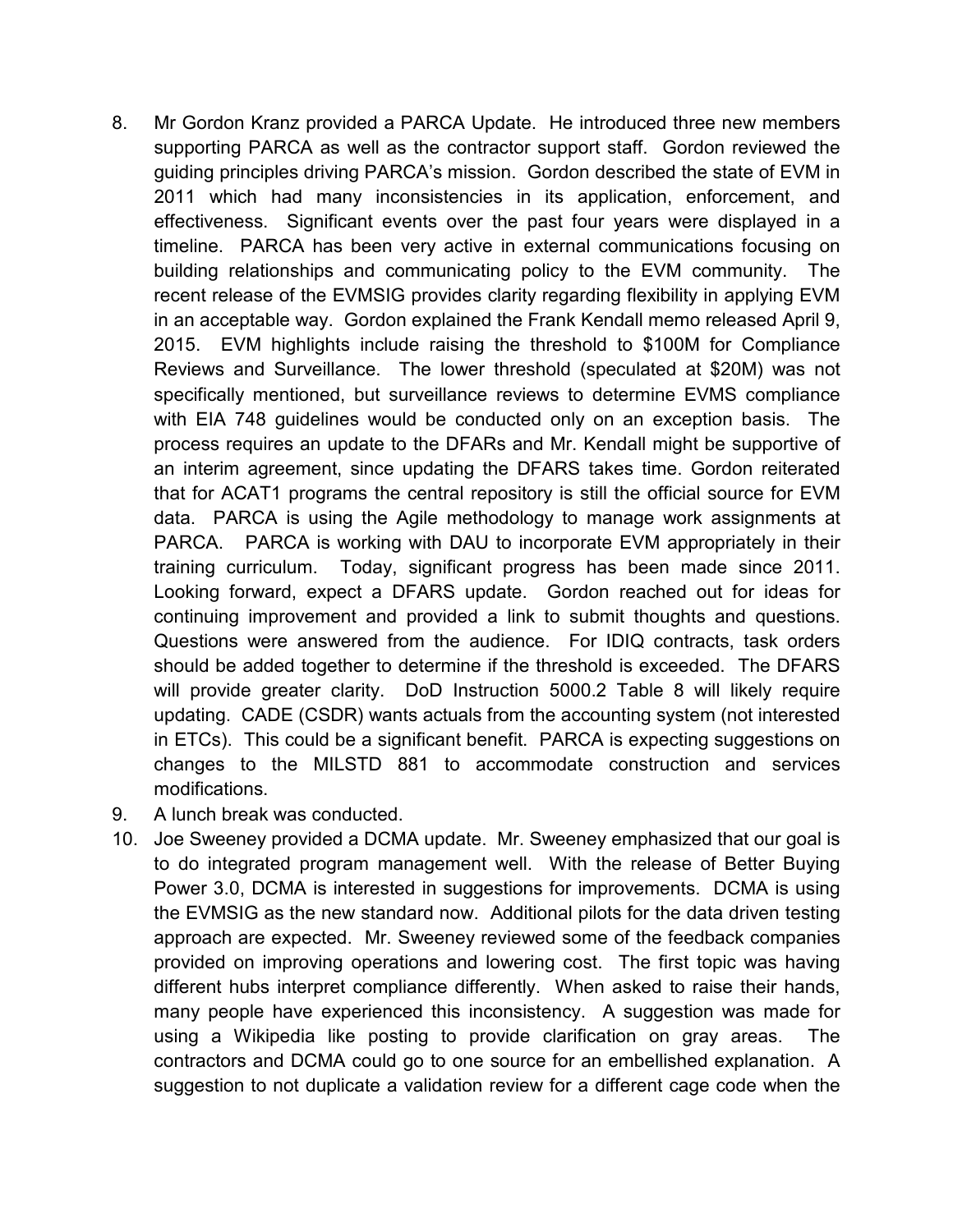8. Mr Gordon Kranz provided a PARCA Update. He introduced three new members supporting PARCA as well as the contractor support staff. Gordon reviewed the guiding principles driving PARCA's mission. Gordon described the state of EVM in 2011 which had many inconsistencies in its application, enforcement, and effectiveness. Significant events over the past four years were displayed in a timeline. PARCA has been very active in external communications focusing on building relationships and communicating policy to the EVM community. The recent release of the EVMSIG provides clarity regarding flexibility in applying EVM in an acceptable way. Gordon explained the Frank Kendall memo released April 9, 2015. EVM highlights include raising the threshold to $100M for Compliance Reviews and Surveillance. The lower threshold (speculated at $20M) was not specifically mentioned, but surveillance reviews to determine EVMS compliance with EIA 748 guidelines would be conducted only on an exception basis. The process requires an update to the DFARs and Mr. Kendall might be supportive of an interim agreement, since updating the DFARS takes time. Gordon reiterated that for ACAT1 programs the central repository is still the official source for EVM data. PARCA is using the Agile methodology to manage work assignments at PARCA. PARCA is working with DAU to incorporate EVM appropriately in their training curriculum. Today, significant progress has been made since 2011. Looking forward, expect a DFARS update. Gordon reached out for ideas for continuing improvement and provided a link to submit thoughts and questions. Questions were answered from the audience. For IDIQ contracts, task orders should be added together to determine if the threshold is exceeded. The DFARS will provide greater clarity. DoD Instruction 5000.2 Table 8 will likely require updating. CADE (CSDR) wants actuals from the accounting system (not interested in ETCs). This could be a significant benefit. PARCA is expecting suggestions on changes to the MILSTD 881 to accommodate construction and services modifications.
9. A lunch break was conducted.
10. Joe Sweeney provided a DCMA update. Mr. Sweeney emphasized that our goal is to do integrated program management well. With the release of Better Buying Power 3.0, DCMA is interested in suggestions for improvements. DCMA is using the EVMSIG as the new standard now. Additional pilots for the data driven testing approach are expected. Mr. Sweeney reviewed some of the feedback companies provided on improving operations and lowering cost. The first topic was having different hubs interpret compliance differently. When asked to raise their hands, many people have experienced this inconsistency. A suggestion was made for using a Wikipedia like posting to provide clarification on gray areas. The contractors and DCMA could go to one source for an embellished explanation. A suggestion to not duplicate a validation review for a different cage code when the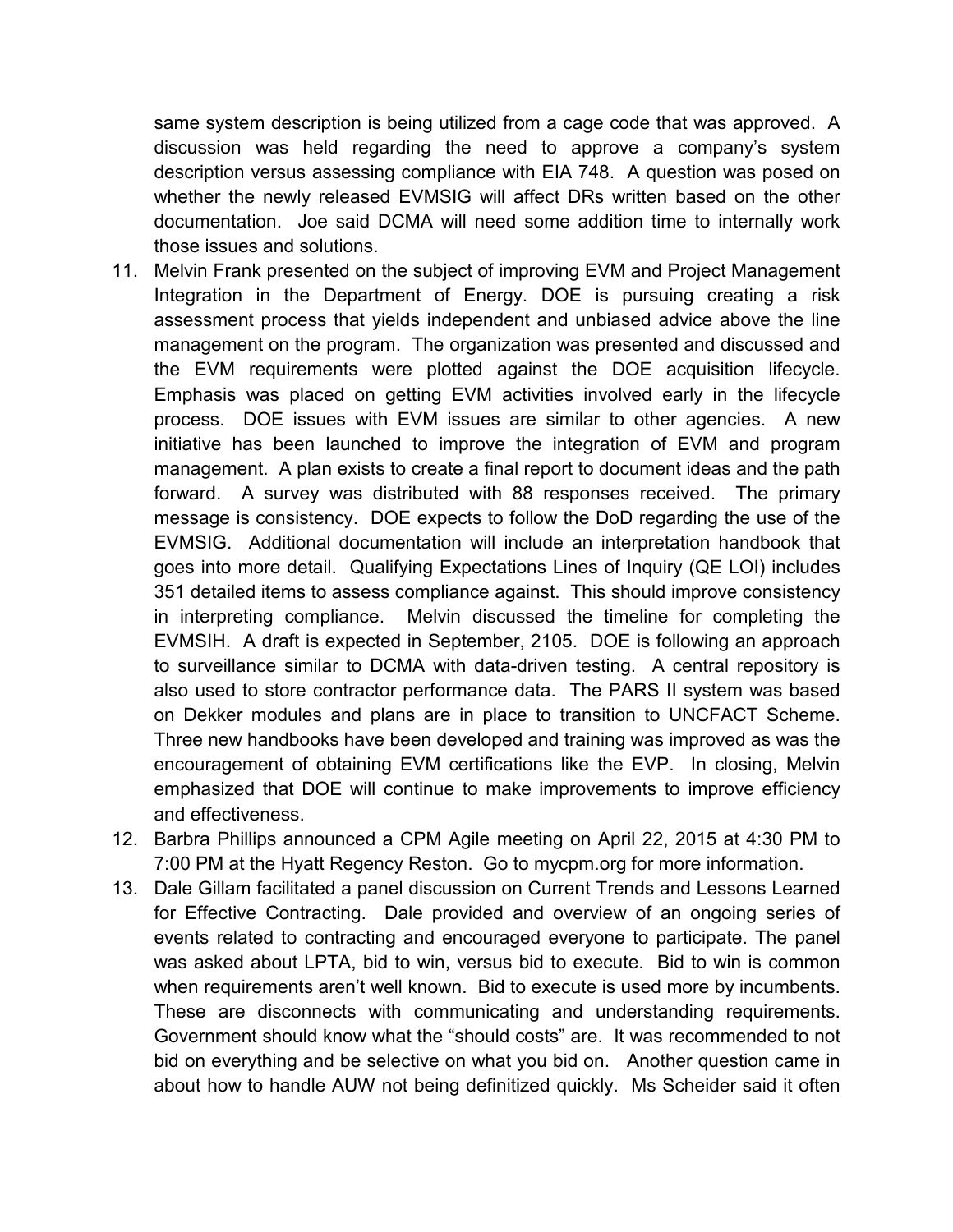same system description is being utilized from a cage code that was approved. A discussion was held regarding the need to approve a company's system description versus assessing compliance with EIA 748. A question was posed on whether the newly released EVMSIG will affect DRs written based on the other documentation. Joe said DCMA will need some addition time to internally work those issues and solutions.

11. Melvin Frank presented on the subject of improving EVM and Project Management Integration in the Department of Energy. DOE is pursuing creating a risk assessment process that yields independent and unbiased advice above the line management on the program. The organization was presented and discussed and the EVM requirements were plotted against the DOE acquisition lifecycle. Emphasis was placed on getting EVM activities involved early in the lifecycle process. DOE issues with EVM issues are similar to other agencies. A new initiative has been launched to improve the integration of EVM and program management. A plan exists to create a final report to document ideas and the path forward. A survey was distributed with 88 responses received. The primary message is consistency. DOE expects to follow the DoD regarding the use of the EVMSIG. Additional documentation will include an interpretation handbook that goes into more detail. Qualifying Expectations Lines of Inquiry (QE LOI) includes 351 detailed items to assess compliance against. This should improve consistency in interpreting compliance. Melvin discussed the timeline for completing the EVMSIH. A draft is expected in September, 2105. DOE is following an approach to surveillance similar to DCMA with data-driven testing. A central repository is also used to store contractor performance data. The PARS II system was based on Dekker modules and plans are in place to transition to UNCFACT Scheme. Three new handbooks have been developed and training was improved as was the encouragement of obtaining EVM certifications like the EVP. In closing, Melvin emphasized that DOE will continue to make improvements to improve efficiency and effectiveness.
12. Barbra Phillips announced a CPM Agile meeting on April 22, 2015 at 4:30 PM to 7:00 PM at the Hyatt Regency Reston. Go to mycpm.org for more information.
13. Dale Gillam facilitated a panel discussion on Current Trends and Lessons Learned for Effective Contracting. Dale provided and overview of an ongoing series of events related to contracting and encouraged everyone to participate. The panel was asked about LPTA, bid to win, versus bid to execute. Bid to win is common when requirements aren't well known. Bid to execute is used more by incumbents. These are disconnects with communicating and understanding requirements. Government should know what the "should costs" are. It was recommended to not bid on everything and be selective on what you bid on. Another question came in about how to handle AUW not being definitized quickly. Ms Scheider said it often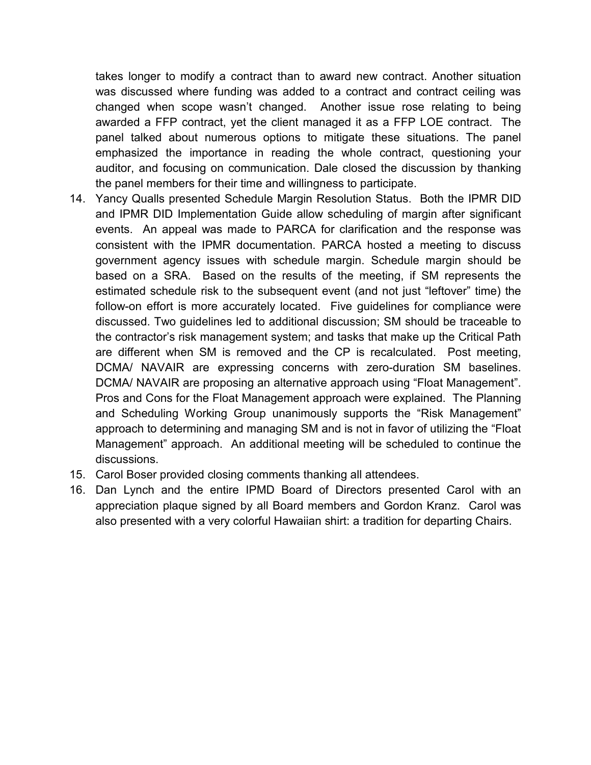takes longer to modify a contract than to award new contract. Another situation was discussed where funding was added to a contract and contract ceiling was changed when scope wasn't changed. Another issue rose relating to being awarded a FFP contract, yet the client managed it as a FFP LOE contract. The panel talked about numerous options to mitigate these situations. The panel emphasized the importance in reading the whole contract, questioning your auditor, and focusing on communication. Dale closed the discussion by thanking the panel members for their time and willingness to participate.

14. Yancy Qualls presented Schedule Margin Resolution Status. Both the IPMR DID and IPMR DID Implementation Guide allow scheduling of margin after significant events. An appeal was made to PARCA for clarification and the response was consistent with the IPMR documentation. PARCA hosted a meeting to discuss government agency issues with schedule margin. Schedule margin should be based on a SRA. Based on the results of the meeting, if SM represents the estimated schedule risk to the subsequent event (and not just "leftover" time) the follow-on effort is more accurately located. Five guidelines for compliance were discussed. Two guidelines led to additional discussion; SM should be traceable to the contractor's risk management system; and tasks that make up the Critical Path are different when SM is removed and the CP is recalculated. Post meeting, DCMA/ NAVAIR are expressing concerns with zero-duration SM baselines. DCMA/ NAVAIR are proposing an alternative approach using "Float Management". Pros and Cons for the Float Management approach were explained. The Planning and Scheduling Working Group unanimously supports the "Risk Management" approach to determining and managing SM and is not in favor of utilizing the "Float Management" approach. An additional meeting will be scheduled to continue the discussions.
15. Carol Boser provided closing comments thanking all attendees.
16. Dan Lynch and the entire IPMD Board of Directors presented Carol with an appreciation plaque signed by all Board members and Gordon Kranz. Carol was also presented with a very colorful Hawaiian shirt: a tradition for departing Chairs.